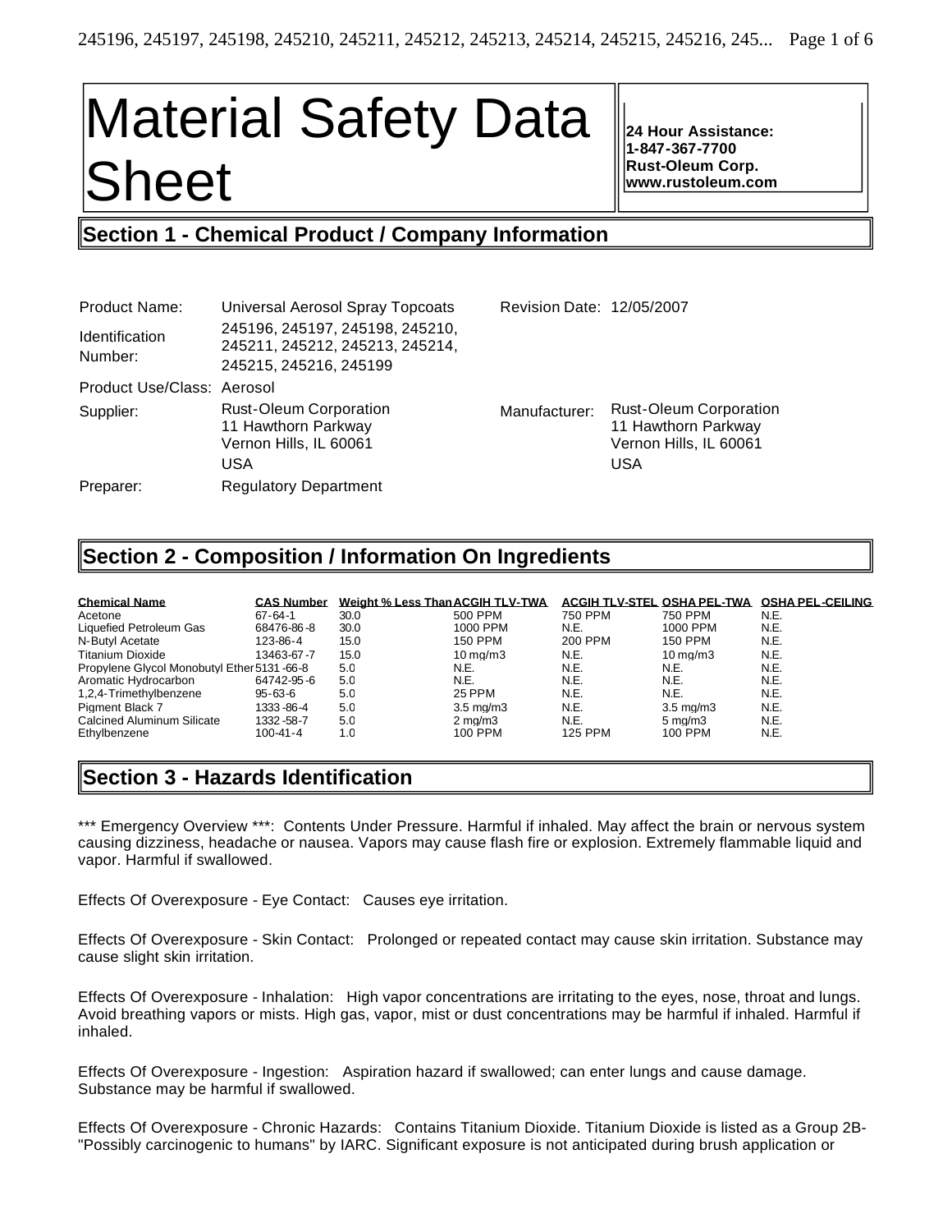# Material Safety Data Sheet

**24 Hour Assistance:**
**1-847-367-7700**
**Rust-Oleum Corp.**
**www.rustoleum.com**

## Section 1 - Chemical Product / Company Information

| | | | |
|---|---|---|---|
| Product Name: | Universal Aerosol Spray Topcoats | Revision Date: | 12/05/2007 |
| Identification Number: | 245196, 245197, 245198, 245210, 245211, 245212, 245213, 245214, 245215, 245216, 245199 | | |
| Product Use/Class: | Aerosol | | |
| Supplier: | Rust-Oleum Corporation<br>11 Hawthorn Parkway<br>Vernon Hills, IL 60061<br>USA | Manufacturer: | Rust-Oleum Corporation<br>11 Hawthorn Parkway<br>Vernon Hills, IL 60061<br>USA |
| Preparer: | Regulatory Department | | |

## Section 2 - Composition / Information On Ingredients

| Chemical Name | CAS Number | Weight % Less Than | ACGIH TLV-TWA | ACGIH TLV-STEL | OSHA PEL-TWA | OSHA PEL-CEILING |
|---|---|---|---|---|---|---|
| Acetone | 67-64-1 | 30.0 | 500 PPM | 750 PPM | 750 PPM | N.E. |
| Liquefied Petroleum Gas | 68476-86-8 | 30.0 | 1000 PPM | N.E. | 1000 PPM | N.E. |
| N-Butyl Acetate | 123-86-4 | 15.0 | 150 PPM | 200 PPM | 150 PPM | N.E. |
| Titanium Dioxide | 13463-67-7 | 15.0 | 10 mg/m3 | N.E. | 10 mg/m3 | N.E. |
| Propylene Glycol Monobutyl Ether | 5131-66-8 | 5.0 | N.E. | N.E. | N.E. | N.E. |
| Aromatic Hydrocarbon | 64742-95-6 | 5.0 | N.E. | N.E. | N.E. | N.E. |
| 1,2,4-Trimethylbenzene | 95-63-6 | 5.0 | 25 PPM | N.E. | N.E. | N.E. |
| Pigment Black 7 | 1333-86-4 | 5.0 | 3.5 mg/m3 | N.E. | 3.5 mg/m3 | N.E. |
| Calcined Aluminum Silicate | 1332-58-7 | 5.0 | 2 mg/m3 | N.E. | 5 mg/m3 | N.E. |
| Ethylbenzene | 100-41-4 | 1.0 | 100 PPM | 125 PPM | 100 PPM | N.E. |

## Section 3 - Hazards Identification

*** Emergency Overview ***: Contents Under Pressure. Harmful if inhaled. May affect the brain or nervous system causing dizziness, headache or nausea. Vapors may cause flash fire or explosion. Extremely flammable liquid and vapor. Harmful if swallowed.

Effects Of Overexposure - Eye Contact: Causes eye irritation.

Effects Of Overexposure - Skin Contact: Prolonged or repeated contact may cause skin irritation. Substance may cause slight skin irritation.

Effects Of Overexposure - Inhalation: High vapor concentrations are irritating to the eyes, nose, throat and lungs. Avoid breathing vapors or mists. High gas, vapor, mist or dust concentrations may be harmful if inhaled. Harmful if inhaled.

Effects Of Overexposure - Ingestion: Aspiration hazard if swallowed; can enter lungs and cause damage. Substance may be harmful if swallowed.

Effects Of Overexposure - Chronic Hazards: Contains Titanium Dioxide. Titanium Dioxide is listed as a Group 2B-"Possibly carcinogenic to humans" by IARC. Significant exposure is not anticipated during brush application or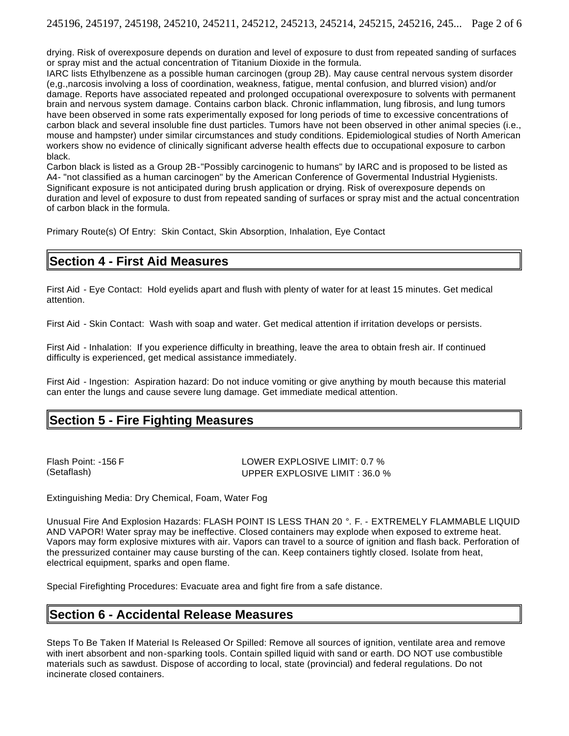drying. Risk of overexposure depends on duration and level of exposure to dust from repeated sanding of surfaces or spray mist and the actual concentration of Titanium Dioxide in the formula.
IARC lists Ethylbenzene as a possible human carcinogen (group 2B). May cause central nervous system disorder (e,g.,narcosis involving a loss of coordination, weakness, fatigue, mental confusion, and blurred vision) and/or damage. Reports have associated repeated and prolonged occupational overexposure to solvents with permanent brain and nervous system damage. Contains carbon black. Chronic inflammation, lung fibrosis, and lung tumors have been observed in some rats experimentally exposed for long periods of time to excessive concentrations of carbon black and several insoluble fine dust particles. Tumors have not been observed in other animal species (i.e., mouse and hampster) under similar circumstances and study conditions. Epidemiological studies of North American workers show no evidence of clinically significant adverse health effects due to occupational exposure to carbon black.
Carbon black is listed as a Group 2B-"Possibly carcinogenic to humans" by IARC and is proposed to be listed as A4- "not classified as a human carcinogen" by the American Conference of Govermental Industrial Hygienists. Significant exposure is not anticipated during brush application or drying. Risk of overexposure depends on duration and level of exposure to dust from repeated sanding of surfaces or spray mist and the actual concentration of carbon black in the formula.

Primary Route(s) Of Entry: Skin Contact, Skin Absorption, Inhalation, Eye Contact

## Section 4 - First Aid Measures

First Aid - Eye Contact: Hold eyelids apart and flush with plenty of water for at least 15 minutes. Get medical attention.

First Aid - Skin Contact: Wash with soap and water. Get medical attention if irritation develops or persists.

First Aid - Inhalation: If you experience difficulty in breathing, leave the area to obtain fresh air. If continued difficulty is experienced, get medical assistance immediately.

First Aid - Ingestion: Aspiration hazard: Do not induce vomiting or give anything by mouth because this material can enter the lungs and cause severe lung damage. Get immediate medical attention.

## Section 5 - Fire Fighting Measures

Flash Point: -156 F (Setaflash)

LOWER EXPLOSIVE LIMIT: 0.7 %
UPPER EXPLOSIVE LIMIT : 36.0 %

Extinguishing Media: Dry Chemical, Foam, Water Fog

Unusual Fire And Explosion Hazards: FLASH POINT IS LESS THAN 20 °. F. - EXTREMELY FLAMMABLE LIQUID AND VAPOR! Water spray may be ineffective. Closed containers may explode when exposed to extreme heat. Vapors may form explosive mixtures with air. Vapors can travel to a source of ignition and flash back. Perforation of the pressurized container may cause bursting of the can. Keep containers tightly closed. Isolate from heat, electrical equipment, sparks and open flame.

Special Firefighting Procedures: Evacuate area and fight fire from a safe distance.

## Section 6 - Accidental Release Measures

Steps To Be Taken If Material Is Released Or Spilled: Remove all sources of ignition, ventilate area and remove with inert absorbent and non-sparking tools. Contain spilled liquid with sand or earth. DO NOT use combustible materials such as sawdust. Dispose of according to local, state (provincial) and federal regulations. Do not incinerate closed containers.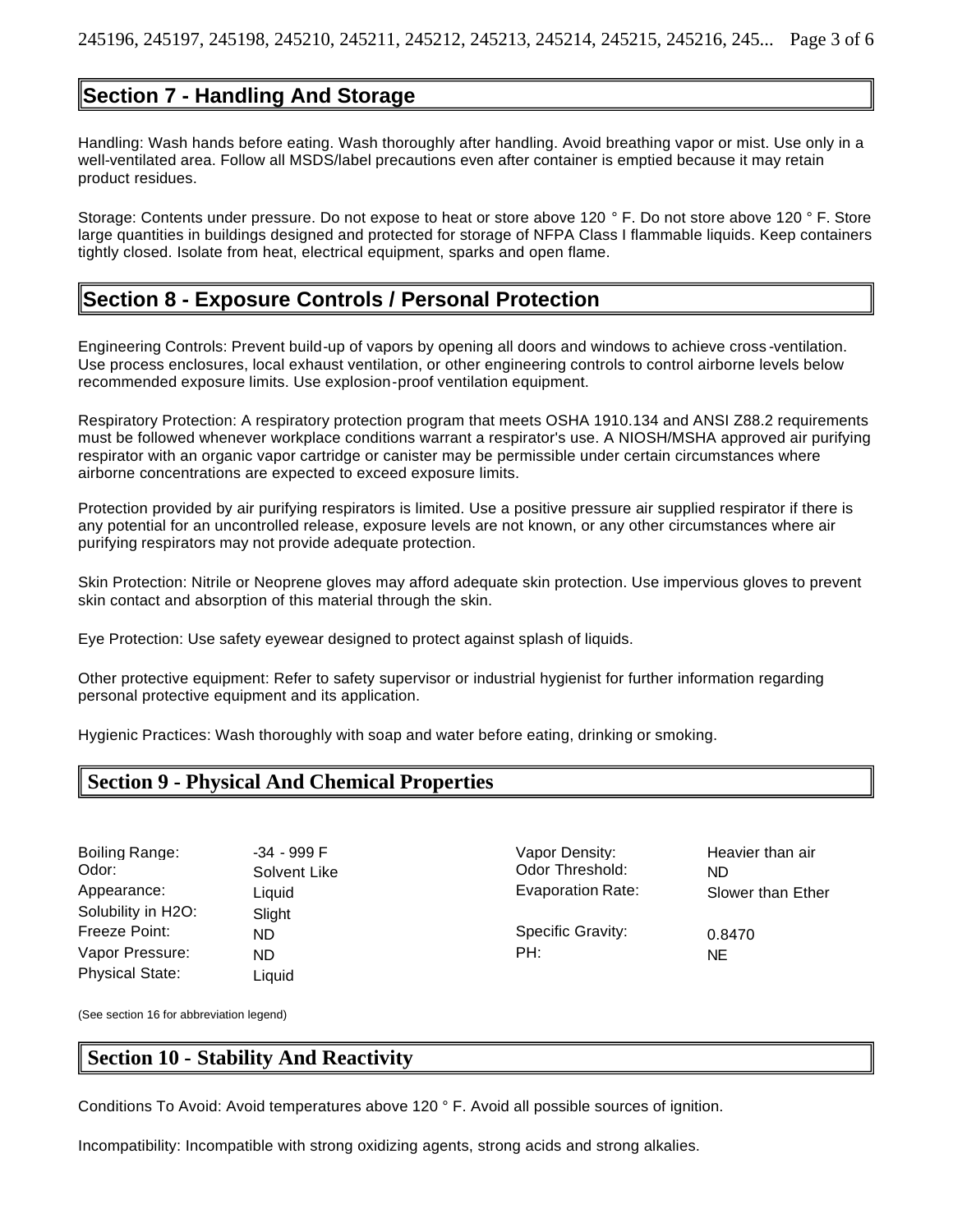## Section 7 - Handling And Storage

Handling: Wash hands before eating. Wash thoroughly after handling. Avoid breathing vapor or mist. Use only in a well-ventilated area. Follow all MSDS/label precautions even after container is emptied because it may retain product residues.

Storage: Contents under pressure. Do not expose to heat or store above 120 ° F. Do not store above 120 ° F. Store large quantities in buildings designed and protected for storage of NFPA Class I flammable liquids. Keep containers tightly closed. Isolate from heat, electrical equipment, sparks and open flame.

## Section 8 - Exposure Controls / Personal Protection

Engineering Controls: Prevent build-up of vapors by opening all doors and windows to achieve cross-ventilation. Use process enclosures, local exhaust ventilation, or other engineering controls to control airborne levels below recommended exposure limits. Use explosion-proof ventilation equipment.

Respiratory Protection: A respiratory protection program that meets OSHA 1910.134 and ANSI Z88.2 requirements must be followed whenever workplace conditions warrant a respirator's use. A NIOSH/MSHA approved air purifying respirator with an organic vapor cartridge or canister may be permissible under certain circumstances where airborne concentrations are expected to exceed exposure limits.

Protection provided by air purifying respirators is limited. Use a positive pressure air supplied respirator if there is any potential for an uncontrolled release, exposure levels are not known, or any other circumstances where air purifying respirators may not provide adequate protection.

Skin Protection: Nitrile or Neoprene gloves may afford adequate skin protection. Use impervious gloves to prevent skin contact and absorption of this material through the skin.

Eye Protection: Use safety eyewear designed to protect against splash of liquids.

Other protective equipment: Refer to safety supervisor or industrial hygienist for further information regarding personal protective equipment and its application.

Hygienic Practices: Wash thoroughly with soap and water before eating, drinking or smoking.

## Section 9 - Physical And Chemical Properties

| | | | |
|---|---|---|---|
| Boiling Range: | -34 - 999 F | Vapor Density: | Heavier than air |
| Odor: | Solvent Like | Odor Threshold: | ND |
| Appearance: | Liquid | Evaporation Rate: | Slower than Ether |
| Solubility in H2O: | Slight | | |
| Freeze Point: | ND | Specific Gravity: | 0.8470 |
| Vapor Pressure: | ND | PH: | NE |
| Physical State: | Liquid | | |

(See section 16 for abbreviation legend)

## Section 10 - Stability And Reactivity

Conditions To Avoid: Avoid temperatures above 120 ° F. Avoid all possible sources of ignition.

Incompatibility: Incompatible with strong oxidizing agents, strong acids and strong alkalies.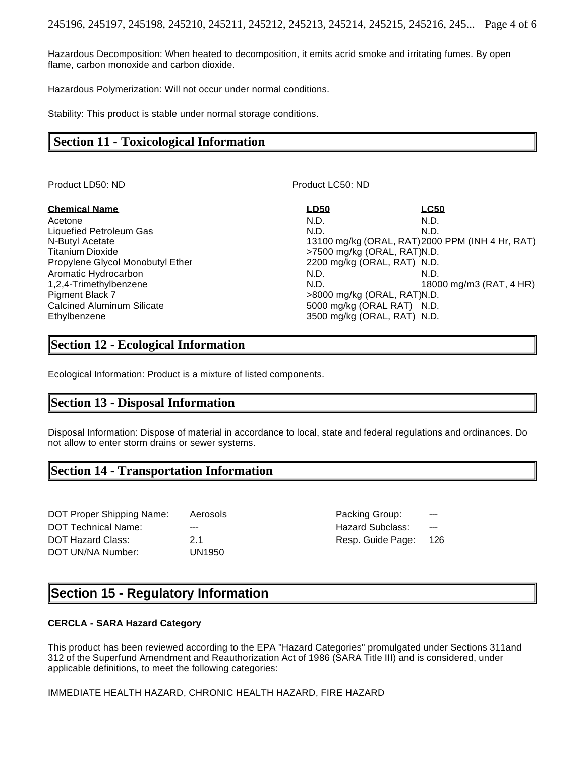Hazardous Decomposition: When heated to decomposition, it emits acrid smoke and irritating fumes. By open flame, carbon monoxide and carbon dioxide.

Hazardous Polymerization: Will not occur under normal conditions.

Stability: This product is stable under normal storage conditions.

## Section 11 - Toxicological Information

Product LD50: ND

Product LC50: ND

| Chemical Name | LD50 | LC50 |
|---|---|---|
| Acetone | N.D. | N.D. |
| Liquefied Petroleum Gas | N.D. | N.D. |
| N-Butyl Acetate | 13100 mg/kg (ORAL, RAT) | 2000 PPM (INH 4 Hr, RAT) |
| Titanium Dioxide | >7500 mg/kg (ORAL, RAT) | N.D. |
| Propylene Glycol Monobutyl Ether | 2200 mg/kg (ORAL, RAT) | N.D. |
| Aromatic Hydrocarbon | N.D. | N.D. |
| 1,2,4-Trimethylbenzene | N.D. | 18000 mg/m3 (RAT, 4 HR) |
| Pigment Black 7 | >8000 mg/kg (ORAL, RAT) | N.D. |
| Calcined Aluminum Silicate | 5000 mg/kg (ORAL RAT) | N.D. |
| Ethylbenzene | 3500 mg/kg (ORAL, RAT) | N.D. |

## Section 12 - Ecological Information

Ecological Information: Product is a mixture of listed components.

## Section 13 - Disposal Information

Disposal Information: Dispose of material in accordance to local, state and federal regulations and ordinances. Do not allow to enter storm drains or sewer systems.

## Section 14 - Transportation Information

| | | | |
|---|---|---|---|
| DOT Proper Shipping Name: | Aerosols | Packing Group: | --- |
| DOT Technical Name: | --- | Hazard Subclass: | --- |
| DOT Hazard Class: | 2.1 | Resp. Guide Page: | 126 |
| DOT UN/NA Number: | UN1950 | | |

## Section 15 - Regulatory Information

**CERCLA - SARA Hazard Category**

This product has been reviewed according to the EPA "Hazard Categories" promulgated under Sections 311and 312 of the Superfund Amendment and Reauthorization Act of 1986 (SARA Title III) and is considered, under applicable definitions, to meet the following categories:

IMMEDIATE HEALTH HAZARD, CHRONIC HEALTH HAZARD, FIRE HAZARD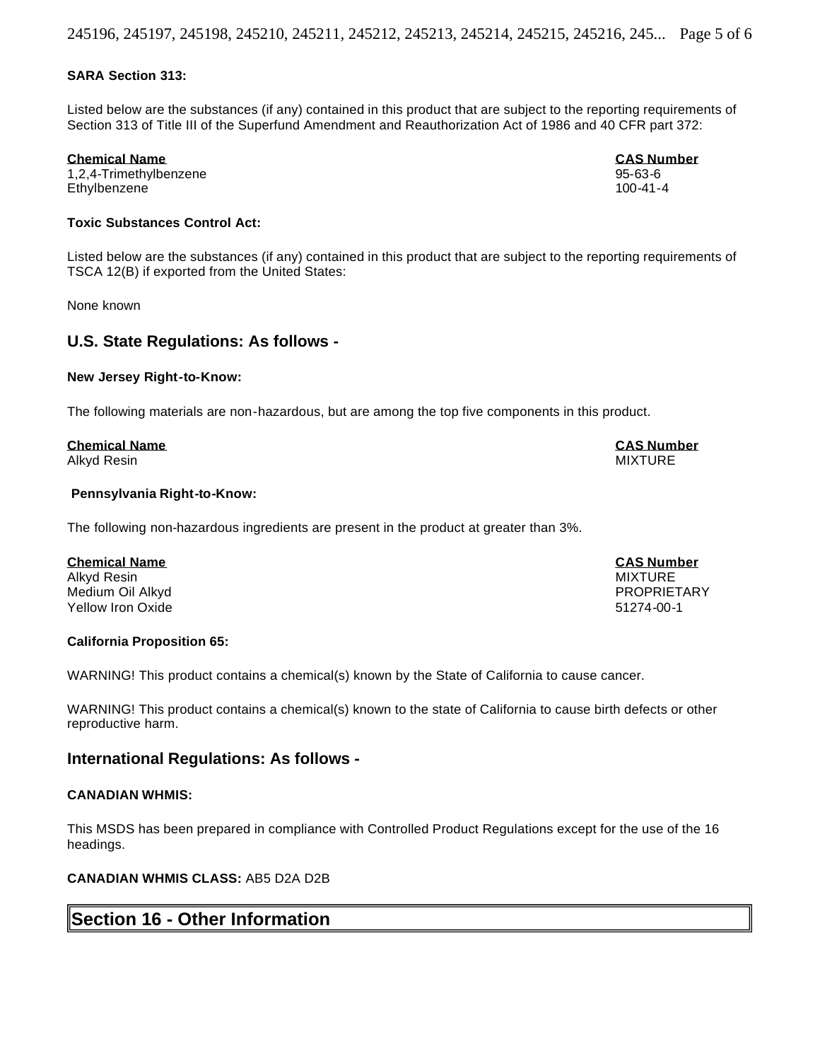**SARA Section 313:**

Listed below are the substances (if any) contained in this product that are subject to the reporting requirements of Section 313 of Title III of the Superfund Amendment and Reauthorization Act of 1986 and 40 CFR part 372:

| Chemical Name | CAS Number |
|---|---|
| 1,2,4-Trimethylbenzene | 95-63-6 |
| Ethylbenzene | 100-41-4 |

**Toxic Substances Control Act:**

Listed below are the substances (if any) contained in this product that are subject to the reporting requirements of TSCA 12(B) if exported from the United States:

None known

## U.S. State Regulations: As follows -

**New Jersey Right-to-Know:**

The following materials are non-hazardous, but are among the top five components in this product.

| Chemical Name | CAS Number |
|---|---|
| Alkyd Resin | MIXTURE |

**Pennsylvania Right-to-Know:**

The following non-hazardous ingredients are present in the product at greater than 3%.

| Chemical Name | CAS Number |
|---|---|
| Alkyd Resin | MIXTURE |
| Medium Oil Alkyd | PROPRIETARY |
| Yellow Iron Oxide | 51274-00-1 |

**California Proposition 65:**

WARNING! This product contains a chemical(s) known by the State of California to cause cancer.

WARNING! This product contains a chemical(s) known to the state of California to cause birth defects or other reproductive harm.

## International Regulations: As follows -

**CANADIAN WHMIS:**

This MSDS has been prepared in compliance with Controlled Product Regulations except for the use of the 16 headings.

**CANADIAN WHMIS CLASS:** AB5 D2A D2B

## Section 16 - Other Information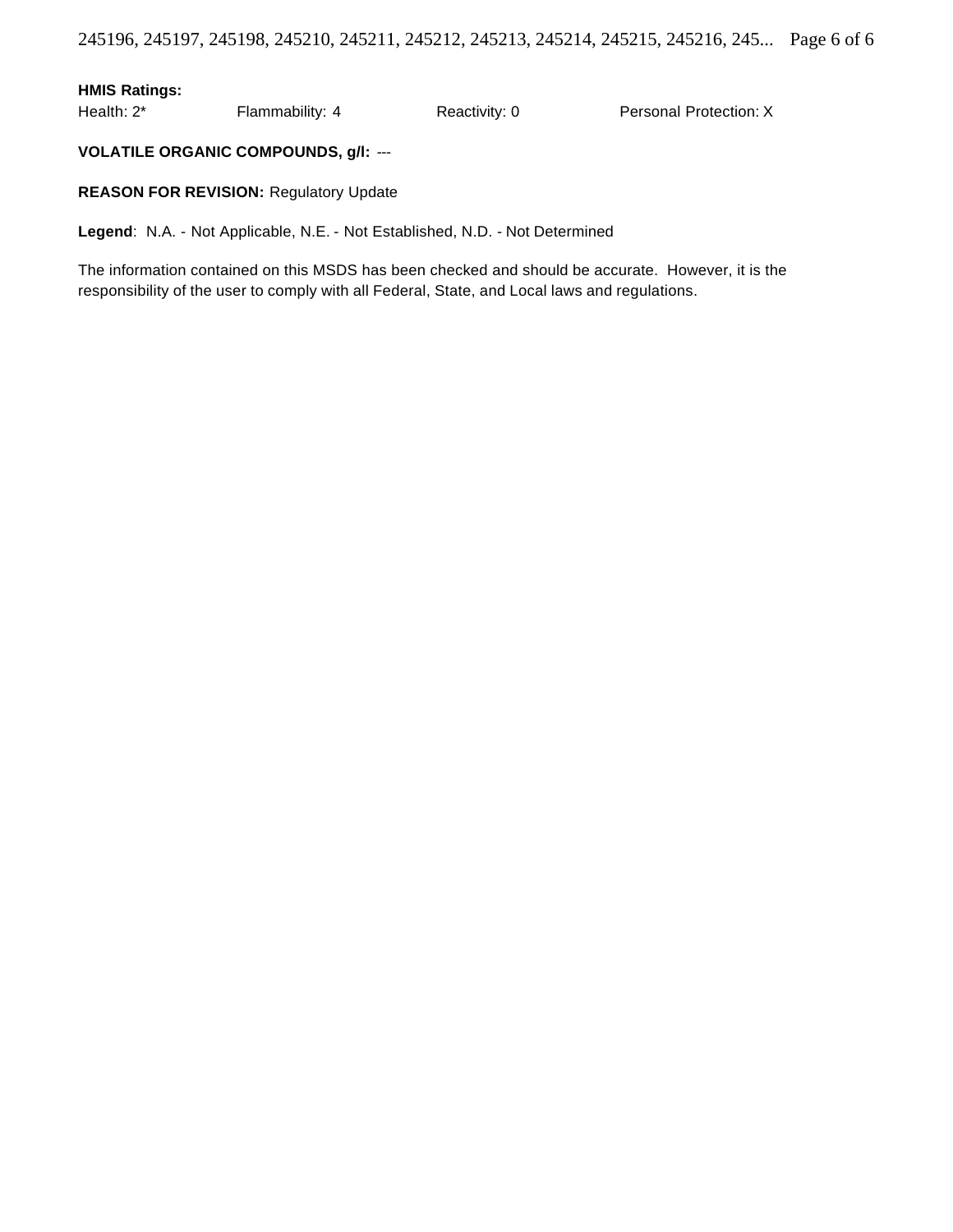**HMIS Ratings:**

Health: 2* Flammability: 4 Reactivity: 0 Personal Protection: X

**VOLATILE ORGANIC COMPOUNDS, g/l:** ---

**REASON FOR REVISION:** Regulatory Update

**Legend**: N.A. - Not Applicable, N.E. - Not Established, N.D. - Not Determined

The information contained on this MSDS has been checked and should be accurate. However, it is the responsibility of the user to comply with all Federal, State, and Local laws and regulations.